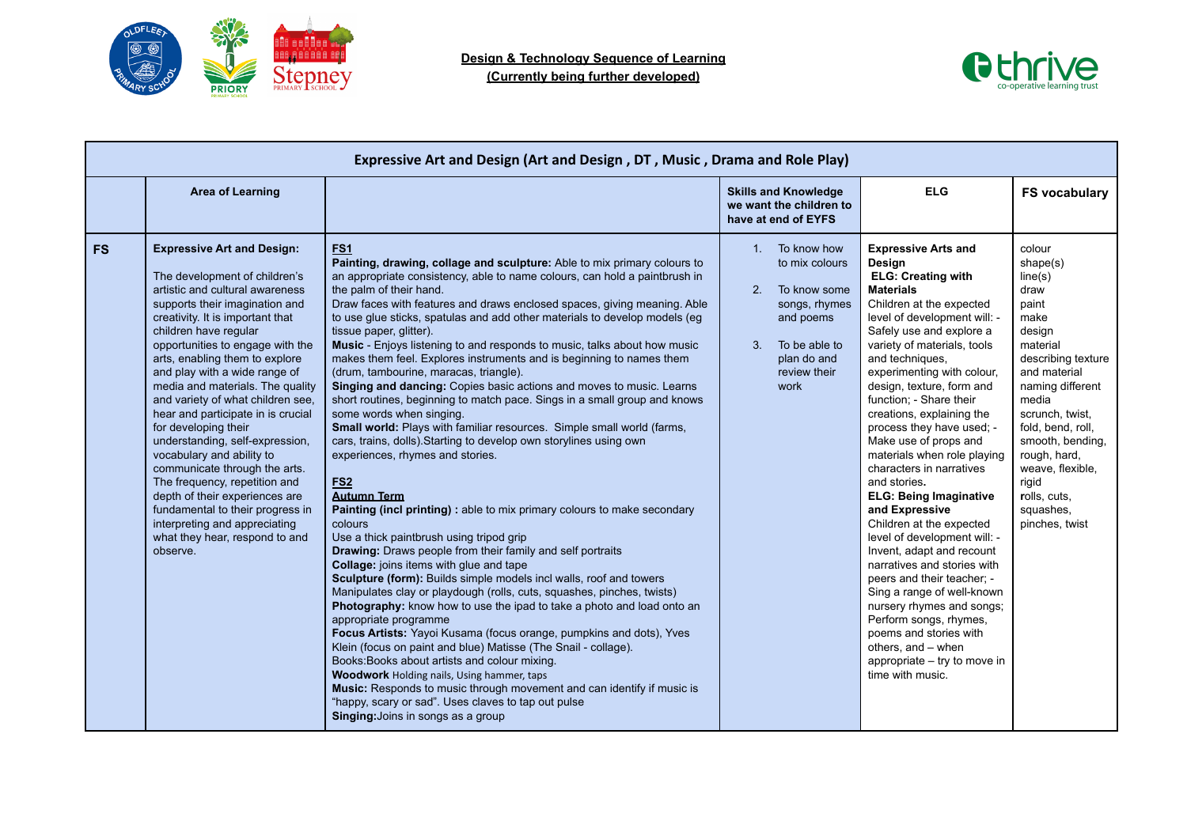**Design & Technology Sequence of Learning**
**(Currently being further developed)**

| Expressive Art and Design (Art and Design , DT , Music , Drama and Role Play) | | | | | |
|---|---|---|---|---|---|
| | **Area of Learning** | | **Skills and Knowledge we want the children to have at end of EYFS** | **ELG** | **FS vocabulary** |
| **FS** | **Expressive Art and Design:**<br><br>The development of children's artistic and cultural awareness supports their imagination and creativity. It is important that children have regular opportunities to engage with the arts, enabling them to explore and play with a wide range of media and materials. The quality and variety of what children see, hear and participate in is crucial for developing their understanding, self-expression, vocabulary and ability to communicate through the arts. The frequency, repetition and depth of their experiences are fundamental to their progress in interpreting and appreciating what they hear, respond to and observe. | **FS1**<br>**Painting, drawing, collage and sculpture:** Able to mix primary colours to an appropriate consistency, able to name colours, can hold a paintbrush in the palm of their hand.<br>Draw faces with features and draws enclosed spaces, giving meaning. Able to use glue sticks, spatulas and add other materials to develop models (eg tissue paper, glitter).<br>**Music** - Enjoys listening to and responds to music, talks about how music makes them feel. Explores instruments and is beginning to names them (drum, tambourine, maracas, triangle).<br>**Singing and dancing:** Copies basic actions and moves to music. Learns short routines, beginning to match pace. Sings in a small group and knows some words when singing.<br>**Small world:** Plays with familiar resources. Simple small world (farms, cars, trains, dolls).Starting to develop own storylines using own experiences, rhymes and stories.<br><br>**FS2**<br>**Autumn Term**<br>**Painting (incl printing) :** able to mix primary colours to make secondary colours<br>Use a thick paintbrush using tripod grip<br>**Drawing:** Draws people from their family and self portraits<br>**Collage:** joins items with glue and tape<br>**Sculpture (form):** Builds simple models incl walls, roof and towers<br>Manipulates clay or playdough (rolls, cuts, squashes, pinches, twists)<br>**Photography:** know how to use the ipad to take a photo and load onto an appropriate programme<br>**Focus Artists:** Yayoi Kusama (focus orange, pumpkins and dots), Yves Klein (focus on paint and blue) Matisse (The Snail - collage).<br>Books:Books about artists and colour mixing.<br>**Woodwork** Holding nails, Using hammer, taps<br>**Music:** Responds to music through movement and can identify if music is "happy, scary or sad". Uses claves to tap out pulse<br>**Singing:**Joins in songs as a group | 1. To know how to mix colours<br><br>2. To know some songs, rhymes and poems<br><br>3. To be able to plan do and review their work | **Expressive Arts and Design**<br>**ELG: Creating with Materials**<br>Children at the expected level of development will: - Safely use and explore a variety of materials, tools and techniques, experimenting with colour, design, texture, form and function; - Share their creations, explaining the process they have used; - Make use of props and materials when role playing characters in narratives and stories.<br>**ELG: Being Imaginative and Expressive**<br>Children at the expected level of development will: - Invent, adapt and recount narratives and stories with peers and their teacher; - Sing a range of well-known nursery rhymes and songs; Perform songs, rhymes, poems and stories with others, and – when appropriate – try to move in time with music. | colour<br>shape(s)<br>line(s)<br>draw<br>paint<br>make<br>design<br>material<br>describing texture and material<br>naming different media<br>scrunch, twist, fold, bend, roll, smooth, bending, rough, hard, weave, flexible, rigid<br>rolls, cuts, squashes, pinches, twist |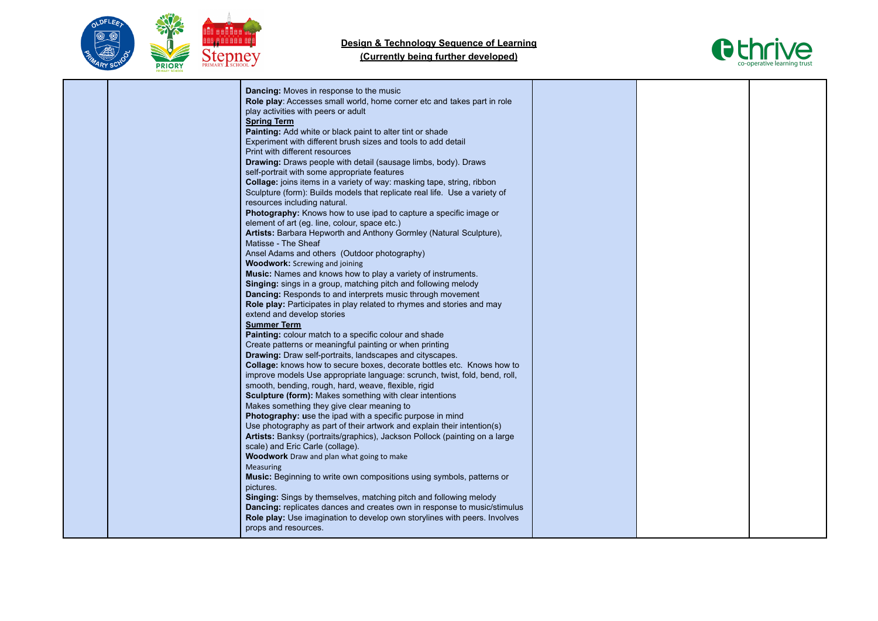# Design & Technology Sequence of Learning
## (Currently being further developed)

| | | | | | |
|---|---|---|---|---|---|
| | | **Dancing:** Moves in response to the music<br>**Role play**: Accesses small world, home corner etc and takes part in role play activities with peers or adult<br>**Spring Term**<br>**Painting:** Add white or black paint to alter tint or shade<br>Experiment with different brush sizes and tools to add detail<br>Print with different resources<br>**Drawing:** Draws people with detail (sausage limbs, body). Draws self-portrait with some appropriate features<br>**Collage:** joins items in a variety of way: masking tape, string, ribbon<br>Sculpture (form): Builds models that replicate real life. Use a variety of resources including natural.<br>**Photography:** Knows how to use ipad to capture a specific image or element of art (eg. line, colour, space etc.)<br>**Artists:** Barbara Hepworth and Anthony Gormley (Natural Sculpture), Matisse - The Sheaf<br>Ansel Adams and others (Outdoor photography)<br>**Woodwork:** Screwing and joining<br>**Music:** Names and knows how to play a variety of instruments.<br>**Singing:** sings in a group, matching pitch and following melody<br>**Dancing:** Responds to and interprets music through movement<br>**Role play:** Participates in play related to rhymes and stories and may extend and develop stories<br>**Summer Term**<br>**Painting:** colour match to a specific colour and shade<br>Create patterns or meaningful painting or when printing<br>**Drawing:** Draw self-portraits, landscapes and cityscapes.<br>**Collage:** knows how to secure boxes, decorate bottles etc. Knows how to improve models Use appropriate language: scrunch, twist, fold, bend, roll, smooth, bending, rough, hard, weave, flexible, rigid<br>**Sculpture (form):** Makes something with clear intentions<br>Makes something they give clear meaning to<br>**Photography: u**se the ipad with a specific purpose in mind<br>Use photography as part of their artwork and explain their intention(s)<br>**Artists:** Banksy (portraits/graphics), Jackson Pollock (painting on a large scale) and Eric Carle (collage).<br>**Woodwork** Draw and plan what going to make<br>Measuring<br>**Music:** Beginning to write own compositions using symbols, patterns or pictures.<br>**Singing:** Sings by themselves, matching pitch and following melody<br>**Dancing:** replicates dances and creates own in response to music/stimulus<br>**Role play:** Use imagination to develop own storylines with peers. Involves props and resources. | | | |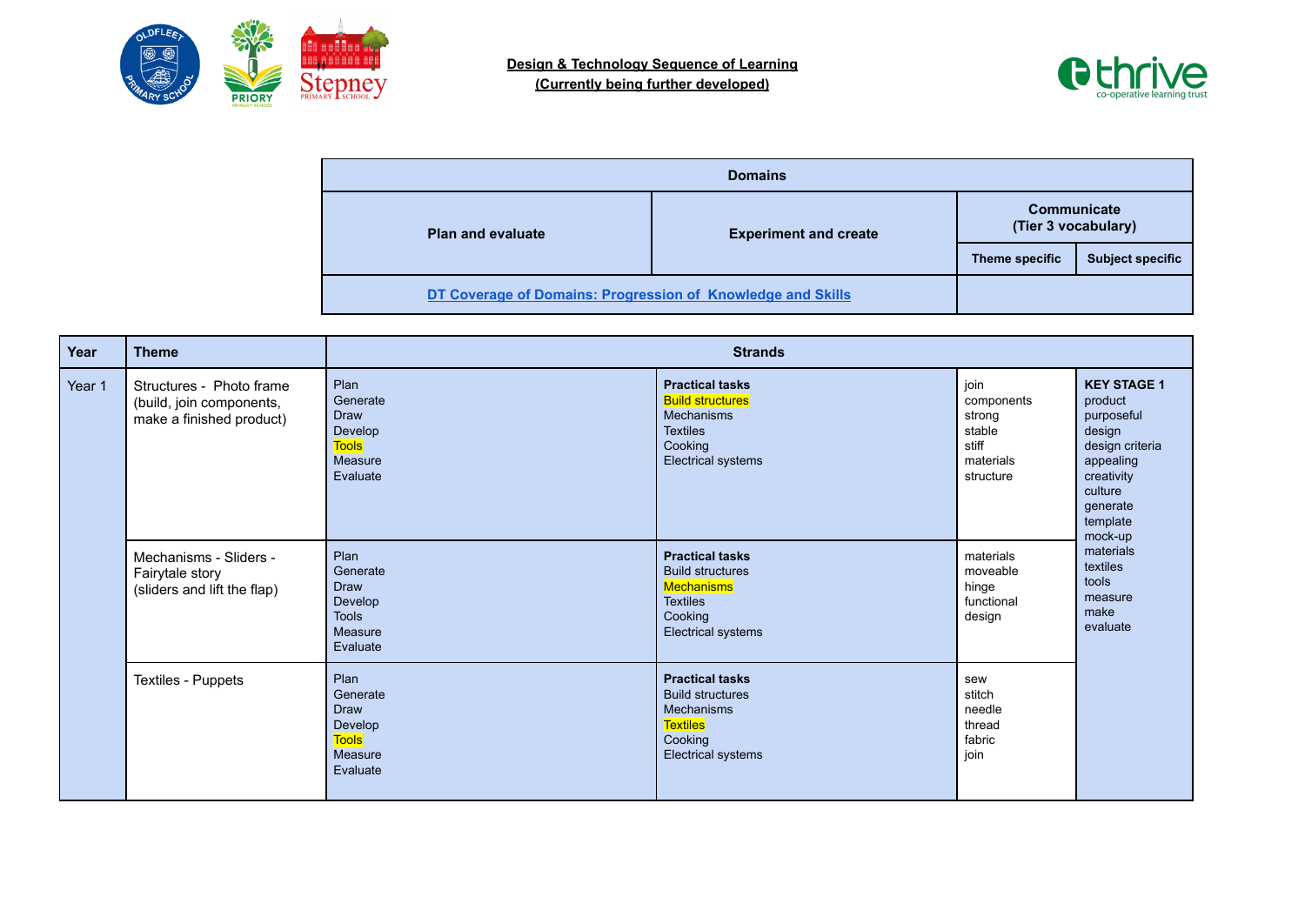**Design & Technology Sequence of Learning**
**(Currently being further developed)**

| Domains | | | |
|---|---|---|---|
| **Plan and evaluate** | **Experiment and create** | **Communicate (Tier 3 vocabulary)** | |
| | | **Theme specific** | **Subject specific** |
| [DT Coverage of Domains: Progression of Knowledge and Skills] | | | |

| Year | Theme | Strands | | | |
|---|---|---|---|---|---|
| Year 1 | Structures - Photo frame (build, join components, make a finished product) | Plan<br>Generate<br>Draw<br>Develop<br>Tools<br>Measure<br>Evaluate | **Practical tasks**<br>Build structures<br>Mechanisms<br>Textiles<br>Cooking<br>Electrical systems | join<br>components<br>strong<br>stable<br>stiff<br>materials<br>structure | **KEY STAGE 1**<br>product<br>purposeful<br>design<br>design criteria<br>appealing<br>creativity<br>culture<br>generate<br>template<br>mock-up<br>materials<br>textiles<br>tools<br>measure<br>make<br>evaluate |
| | Mechanisms - Sliders - Fairytale story (sliders and lift the flap) | Plan<br>Generate<br>Draw<br>Develop<br>Tools<br>Measure<br>Evaluate | **Practical tasks**<br>Build structures<br>Mechanisms<br>Textiles<br>Cooking<br>Electrical systems | materials<br>moveable<br>hinge<br>functional<br>design | |
| | Textiles - Puppets | Plan<br>Generate<br>Draw<br>Develop<br>Tools<br>Measure<br>Evaluate | **Practical tasks**<br>Build structures<br>Mechanisms<br>Textiles<br>Cooking<br>Electrical systems | sew<br>stitch<br>needle<br>thread<br>fabric<br>join | |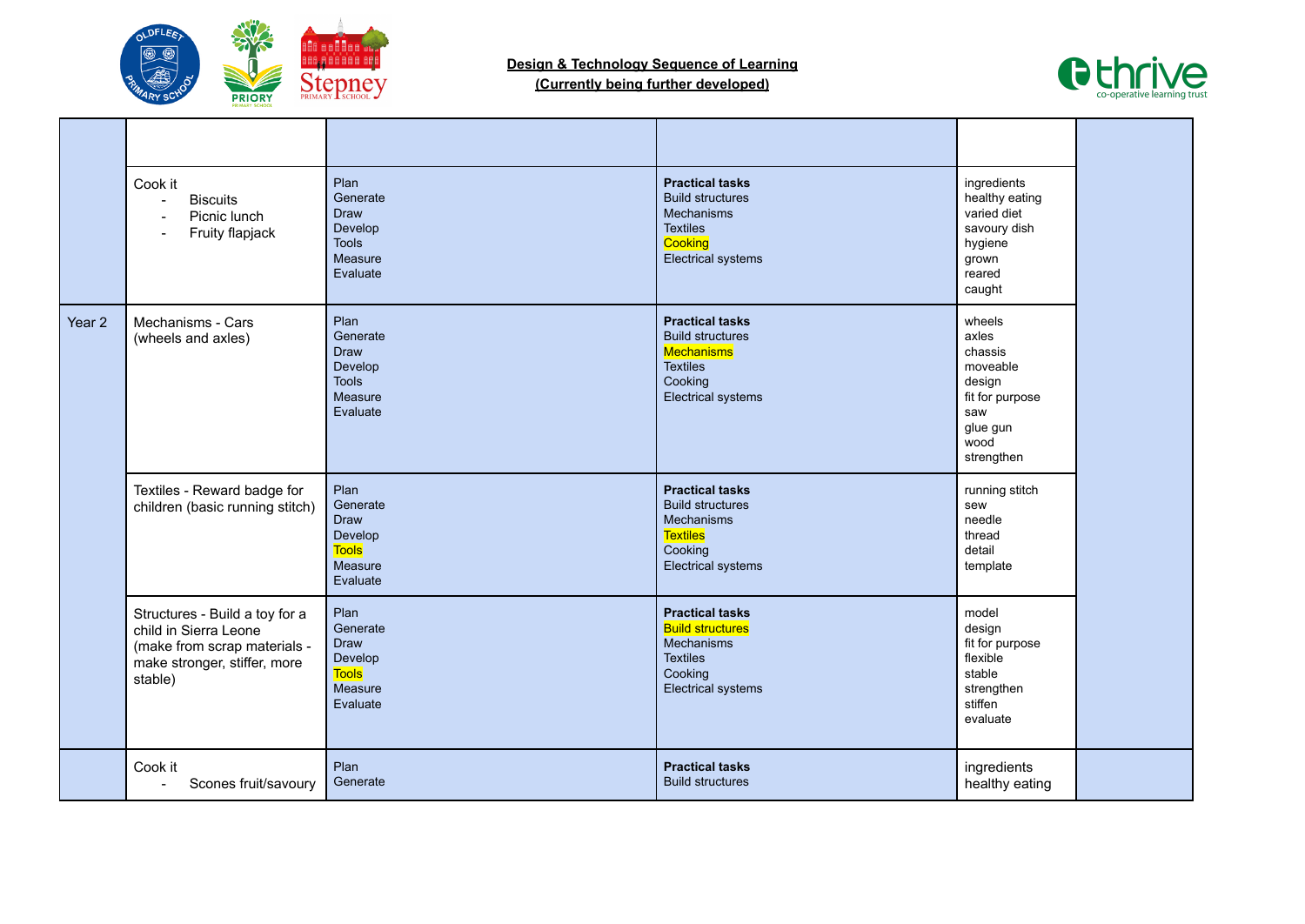**Design & Technology Sequence of Learning**
**(Currently being further developed)**

| | | | | | |
|---|---|---|---|---|---|
| | Cook it<br>- Biscuits<br>- Picnic lunch<br>- Fruity flapjack | Plan<br>Generate<br>Draw<br>Develop<br>Tools<br>Measure<br>Evaluate | **Practical tasks**<br>Build structures<br>Mechanisms<br>Textiles<br>Cooking<br>Electrical systems | ingredients<br>healthy eating<br>varied diet<br>savoury dish<br>hygiene<br>grown<br>reared<br>caught | |
| Year 2 | Mechanisms - Cars (wheels and axles) | Plan<br>Generate<br>Draw<br>Develop<br>Tools<br>Measure<br>Evaluate | **Practical tasks**<br>Build structures<br>Mechanisms<br>Textiles<br>Cooking<br>Electrical systems | wheels<br>axles<br>chassis<br>moveable<br>design<br>fit for purpose<br>saw<br>glue gun<br>wood<br>strengthen | |
| | Textiles - Reward badge for children (basic running stitch) | Plan<br>Generate<br>Draw<br>Develop<br>Tools<br>Measure<br>Evaluate | **Practical tasks**<br>Build structures<br>Mechanisms<br>Textiles<br>Cooking<br>Electrical systems | running stitch<br>sew<br>needle<br>thread<br>detail<br>template | |
| | Structures - Build a toy for a child in Sierra Leone (make from scrap materials - make stronger, stiffer, more stable) | Plan<br>Generate<br>Draw<br>Develop<br>Tools<br>Measure<br>Evaluate | **Practical tasks**<br>Build structures<br>Mechanisms<br>Textiles<br>Cooking<br>Electrical systems | model<br>design<br>fit for purpose<br>flexible<br>stable<br>strengthen<br>stiffen<br>evaluate | |
| | Cook it<br>- Scones fruit/savoury | Plan<br>Generate | **Practical tasks**<br>Build structures | ingredients<br>healthy eating | |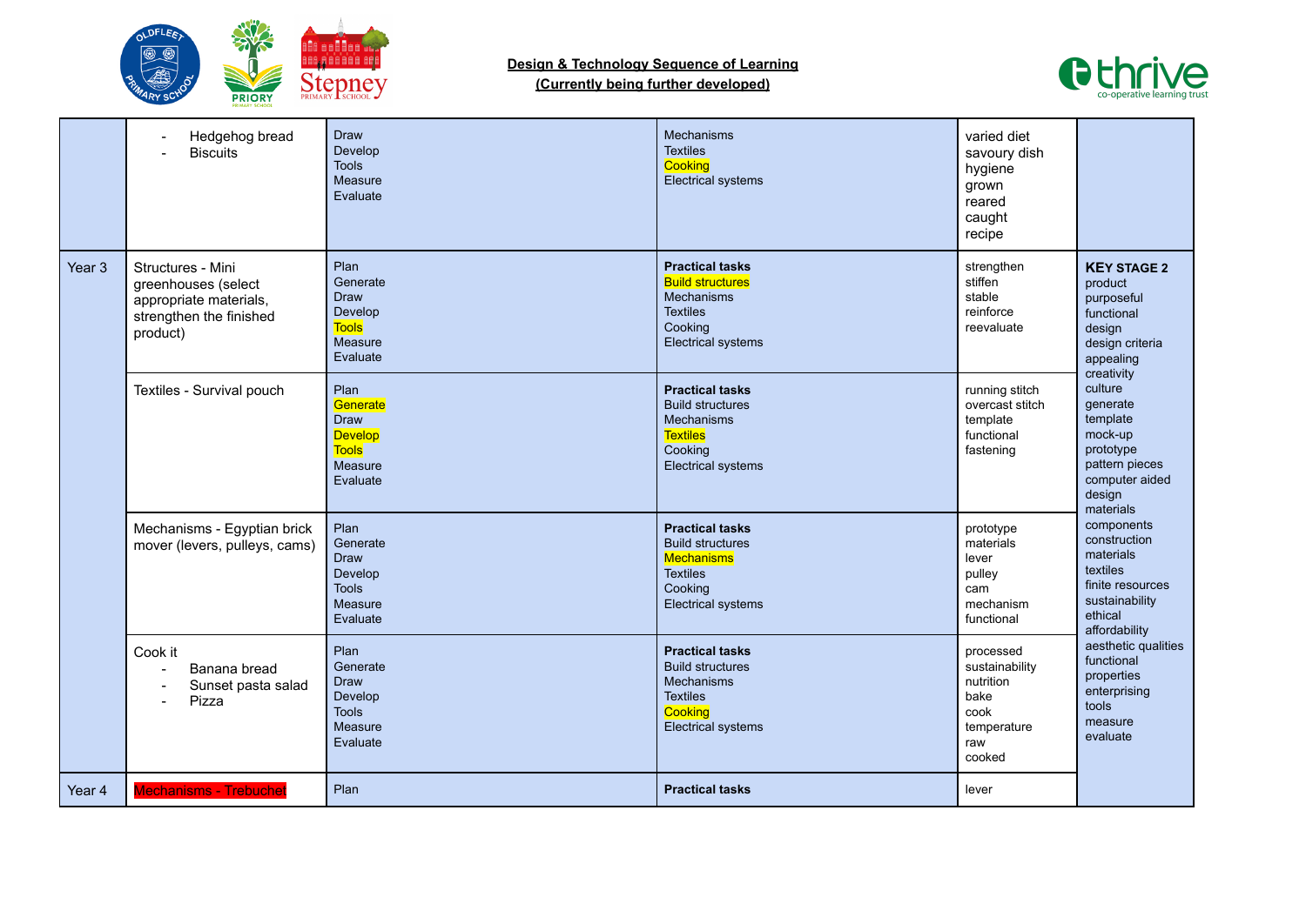**Design & Technology Sequence of Learning**
**(Currently being further developed)**

| | | | | | |
|---|---|---|---|---|---|
| | - Hedgehog bread<br>- Biscuits | Draw<br>Develop<br>Tools<br>Measure<br>Evaluate | Mechanisms<br>Textiles<br>Cooking<br>Electrical systems | varied diet<br>savoury dish<br>hygiene<br>grown<br>reared<br>caught<br>recipe | |
| Year 3 | Structures - Mini greenhouses (select appropriate materials, strengthen the finished product) | Plan<br>Generate<br>Draw<br>Develop<br>Tools<br>Measure<br>Evaluate | **Practical tasks**<br>Build structures<br>Mechanisms<br>Textiles<br>Cooking<br>Electrical systems | strengthen<br>stiffen<br>stable<br>reinforce<br>reevaluate | **KEY STAGE 2**<br>product<br>purposeful<br>functional<br>design<br>design criteria<br>appealing<br>creativity<br>culture<br>generate<br>template<br>mock-up<br>prototype<br>pattern pieces<br>computer aided design<br>materials<br>components<br>construction<br>materials<br>textiles<br>finite resources<br>sustainability<br>ethical<br>affordability<br>aesthetic qualities<br>functional<br>properties<br>enterprising<br>tools<br>measure<br>evaluate |
| | Textiles - Survival pouch | Plan<br>Generate<br>Draw<br>Develop<br>Tools<br>Measure<br>Evaluate | **Practical tasks**<br>Build structures<br>Mechanisms<br>Textiles<br>Cooking<br>Electrical systems | running stitch<br>overcast stitch<br>template<br>functional<br>fastening | |
| | Mechanisms - Egyptian brick mover (levers, pulleys, cams) | Plan<br>Generate<br>Draw<br>Develop<br>Tools<br>Measure<br>Evaluate | **Practical tasks**<br>Build structures<br>Mechanisms<br>Textiles<br>Cooking<br>Electrical systems | prototype<br>materials<br>lever<br>pulley<br>cam<br>mechanism<br>functional | |
| | Cook it<br>- Banana bread<br>- Sunset pasta salad<br>- Pizza | Plan<br>Generate<br>Draw<br>Develop<br>Tools<br>Measure<br>Evaluate | **Practical tasks**<br>Build structures<br>Mechanisms<br>Textiles<br>Cooking<br>Electrical systems | processed<br>sustainability<br>nutrition<br>bake<br>cook<br>temperature<br>raw<br>cooked | |
| Year 4 | Mechanisms - Trebuchet | Plan | **Practical tasks** | lever | |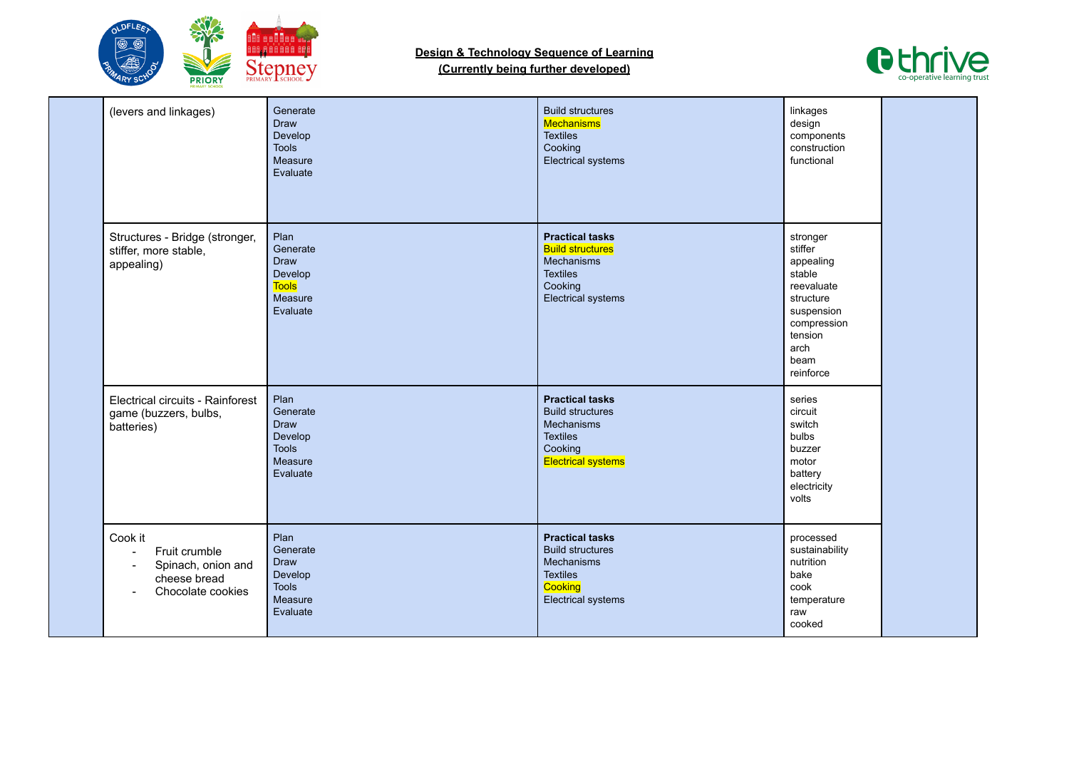**Design & Technology Sequence of Learning**
**(Currently being further developed)**

| | | | | | |
|---|---|---|---|---|---|
| | (levers and linkages) | Generate<br>Draw<br>Develop<br>Tools<br>Measure<br>Evaluate | Build structures<br>Mechanisms<br>Textiles<br>Cooking<br>Electrical systems | linkages<br>design<br>components<br>construction<br>functional | |
| | Structures - Bridge (stronger, stiffer, more stable, appealing) | Plan<br>Generate<br>Draw<br>Develop<br>Tools<br>Measure<br>Evaluate | **Practical tasks**<br>Build structures<br>Mechanisms<br>Textiles<br>Cooking<br>Electrical systems | stronger<br>stiffer<br>appealing<br>stable<br>reevaluate<br>structure<br>suspension<br>compression<br>tension<br>arch<br>beam<br>reinforce | |
| | Electrical circuits - Rainforest game (buzzers, bulbs, batteries) | Plan<br>Generate<br>Draw<br>Develop<br>Tools<br>Measure<br>Evaluate | **Practical tasks**<br>Build structures<br>Mechanisms<br>Textiles<br>Cooking<br>Electrical systems | series<br>circuit<br>switch<br>bulbs<br>buzzer<br>motor<br>battery<br>electricity<br>volts | |
| | Cook it<br>- Fruit crumble<br>- Spinach, onion and cheese bread<br>- Chocolate cookies | Plan<br>Generate<br>Draw<br>Develop<br>Tools<br>Measure<br>Evaluate | **Practical tasks**<br>Build structures<br>Mechanisms<br>Textiles<br>Cooking<br>Electrical systems | processed<br>sustainability<br>nutrition<br>bake<br>cook<br>temperature<br>raw<br>cooked | |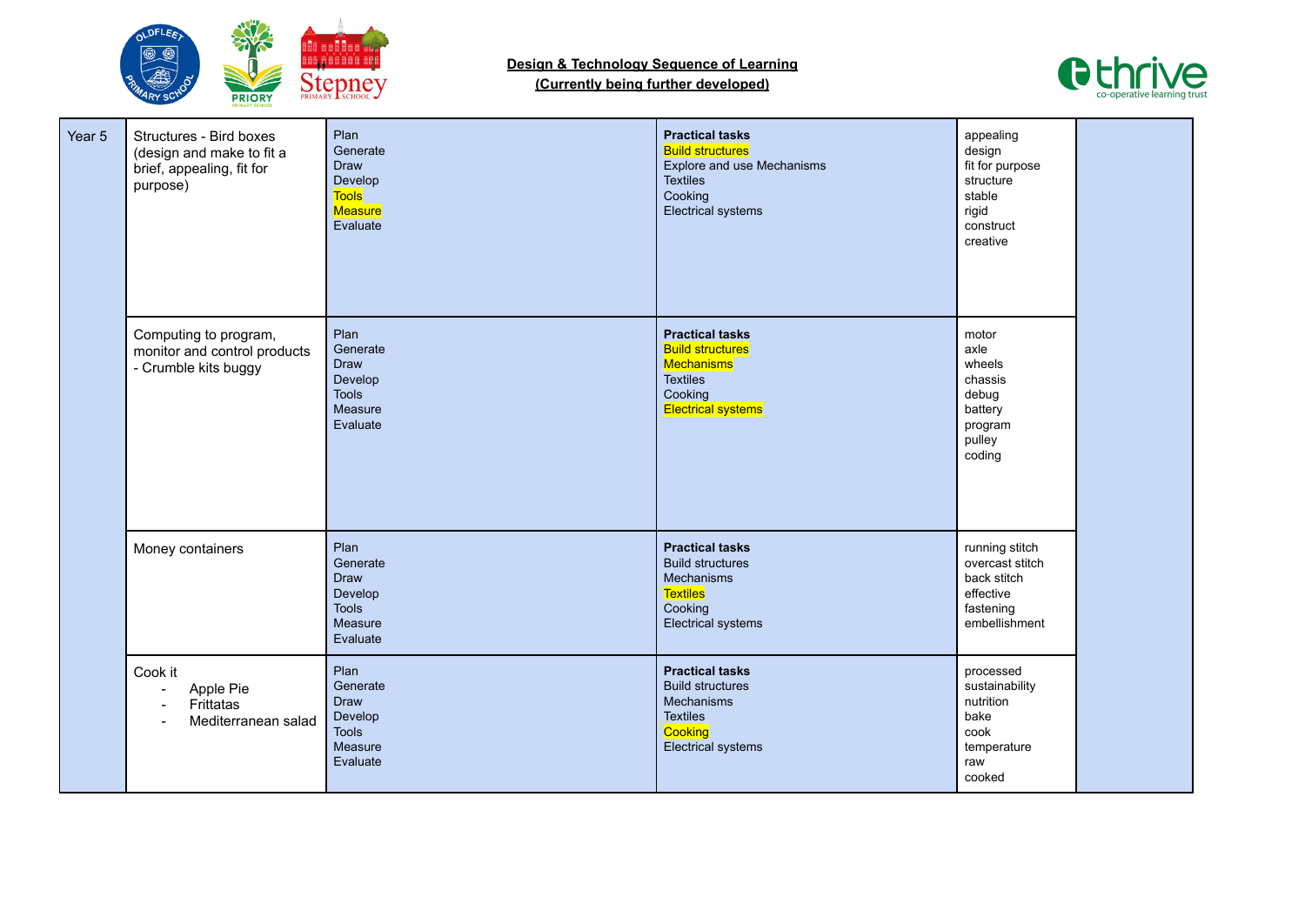**Design & Technology Sequence of Learning**
**(Currently being further developed)**

| | | | | | |
|---|---|---|---|---|---|
| Year 5 | Structures - Bird boxes (design and make to fit a brief, appealing, fit for purpose) | Plan<br>Generate<br>Draw<br>Develop<br>Tools<br>Measure<br>Evaluate | **Practical tasks**<br>Build structures<br>Explore and use Mechanisms<br>Textiles<br>Cooking<br>Electrical systems | appealing<br>design<br>fit for purpose<br>structure<br>stable<br>rigid<br>construct<br>creative | |
| | Computing to program, monitor and control products - Crumble kits buggy | Plan<br>Generate<br>Draw<br>Develop<br>Tools<br>Measure<br>Evaluate | **Practical tasks**<br>Build structures<br>Mechanisms<br>Textiles<br>Cooking<br>Electrical systems | motor<br>axle<br>wheels<br>chassis<br>debug<br>battery<br>program<br>pulley<br>coding | |
| | Money containers | Plan<br>Generate<br>Draw<br>Develop<br>Tools<br>Measure<br>Evaluate | **Practical tasks**<br>Build structures<br>Mechanisms<br>Textiles<br>Cooking<br>Electrical systems | running stitch<br>overcast stitch<br>back stitch<br>effective<br>fastening<br>embellishment | |
| | Cook it<br>- Apple Pie<br>- Frittatas<br>- Mediterranean salad | Plan<br>Generate<br>Draw<br>Develop<br>Tools<br>Measure<br>Evaluate | **Practical tasks**<br>Build structures<br>Mechanisms<br>Textiles<br>Cooking<br>Electrical systems | processed<br>sustainability<br>nutrition<br>bake<br>cook<br>temperature<br>raw<br>cooked | |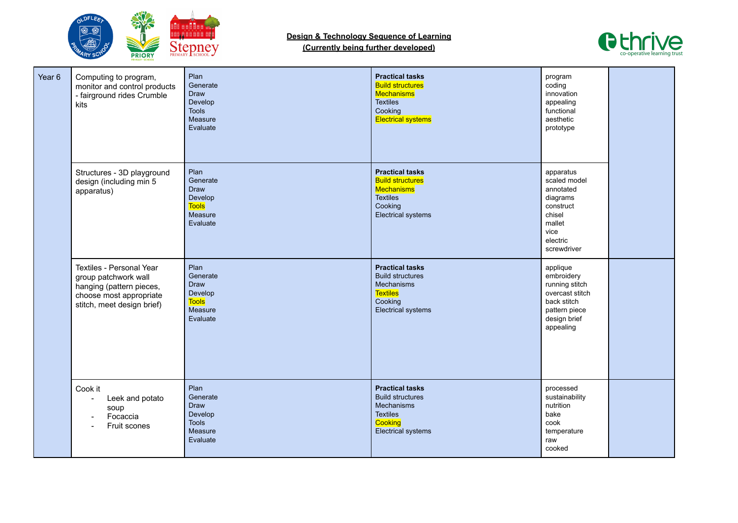**Design & Technology Sequence of Learning**
**(Currently being further developed)**

| | | | | | |
|---|---|---|---|---|---|
| Year 6 | Computing to program, monitor and control products - fairground rides Crumble kits | Plan<br>Generate<br>Draw<br>Develop<br>Tools<br>Measure<br>Evaluate | **Practical tasks**<br>Build structures<br>Mechanisms<br>Textiles<br>Cooking<br>Electrical systems | program<br>coding<br>innovation<br>appealing<br>functional<br>aesthetic<br>prototype | |
| | Structures - 3D playground design (including min 5 apparatus) | Plan<br>Generate<br>Draw<br>Develop<br>Tools<br>Measure<br>Evaluate | **Practical tasks**<br>Build structures<br>Mechanisms<br>Textiles<br>Cooking<br>Electrical systems | apparatus<br>scaled model<br>annotated<br>diagrams<br>construct<br>chisel<br>mallet<br>vice<br>electric<br>screwdriver | |
| | Textiles - Personal Year group patchwork wall hanging (pattern pieces, choose most appropriate stitch, meet design brief) | Plan<br>Generate<br>Draw<br>Develop<br>Tools<br>Measure<br>Evaluate | **Practical tasks**<br>Build structures<br>Mechanisms<br>Textiles<br>Cooking<br>Electrical systems | applique<br>embroidery<br>running stitch<br>overcast stitch<br>back stitch<br>pattern piece<br>design brief<br>appealing | |
| | Cook it<br>- Leek and potato soup<br>- Focaccia<br>- Fruit scones | Plan<br>Generate<br>Draw<br>Develop<br>Tools<br>Measure<br>Evaluate | **Practical tasks**<br>Build structures<br>Mechanisms<br>Textiles<br>Cooking<br>Electrical systems | processed<br>sustainability<br>nutrition<br>bake<br>cook<br>temperature<br>raw<br>cooked | |